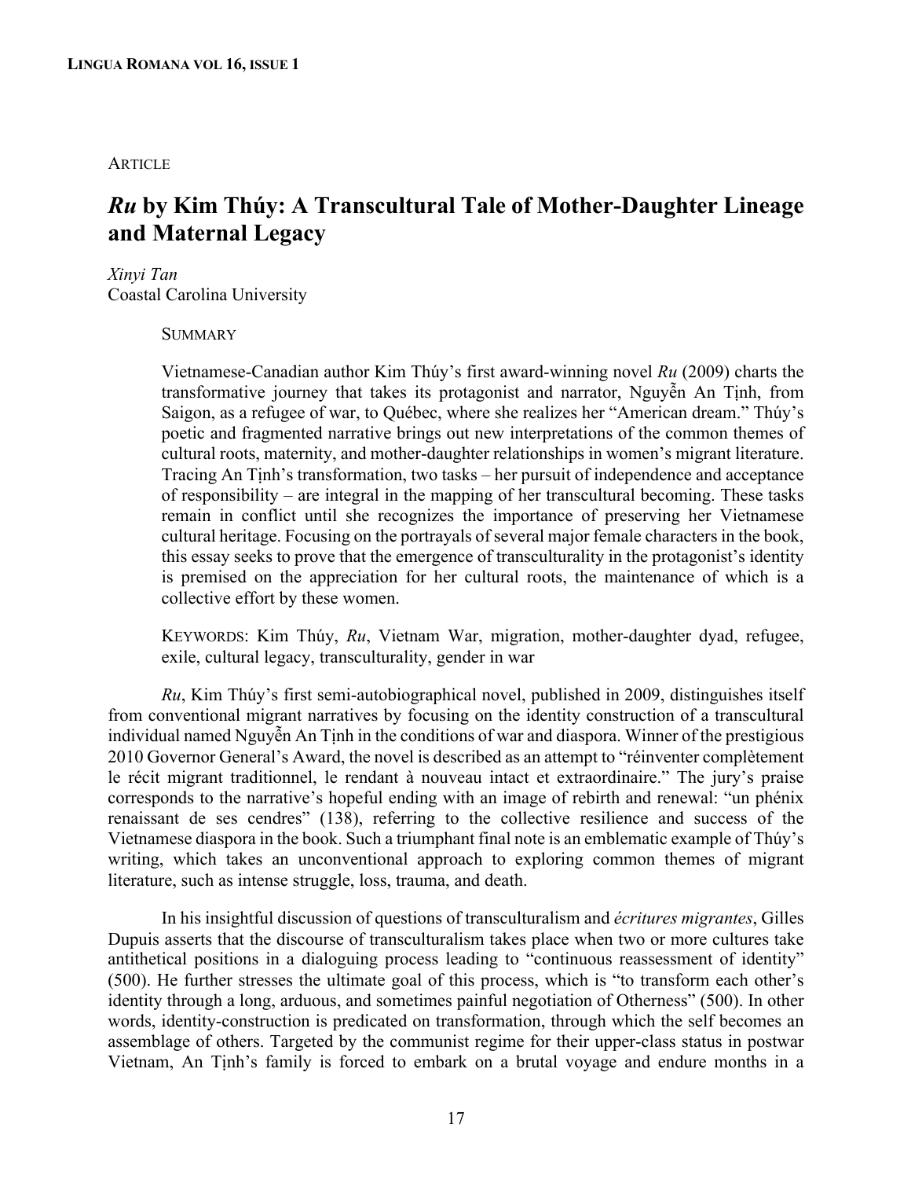ARTICLE

# *Ru* by Kim Thúy: A Transcultural Tale of Mother-Daughter Lineage and Maternal Legacy

*Xinyi Tan*
Coastal Carolina University

SUMMARY

Vietnamese-Canadian author Kim Thúy's first award-winning novel *Ru* (2009) charts the transformative journey that takes its protagonist and narrator, Nguyễn An Tịnh, from Saigon, as a refugee of war, to Québec, where she realizes her "American dream." Thúy's poetic and fragmented narrative brings out new interpretations of the common themes of cultural roots, maternity, and mother-daughter relationships in women's migrant literature. Tracing An Tịnh's transformation, two tasks – her pursuit of independence and acceptance of responsibility – are integral in the mapping of her transcultural becoming. These tasks remain in conflict until she recognizes the importance of preserving her Vietnamese cultural heritage. Focusing on the portrayals of several major female characters in the book, this essay seeks to prove that the emergence of transculturality in the protagonist's identity is premised on the appreciation for her cultural roots, the maintenance of which is a collective effort by these women.

KEYWORDS: Kim Thúy, *Ru*, Vietnam War, migration, mother-daughter dyad, refugee, exile, cultural legacy, transculturality, gender in war

*Ru*, Kim Thúy's first semi-autobiographical novel, published in 2009, distinguishes itself from conventional migrant narratives by focusing on the identity construction of a transcultural individual named Nguyễn An Tịnh in the conditions of war and diaspora. Winner of the prestigious 2010 Governor General's Award, the novel is described as an attempt to "réinventer complètement le récit migrant traditionnel, le rendant à nouveau intact et extraordinaire." The jury's praise corresponds to the narrative's hopeful ending with an image of rebirth and renewal: "un phénix renaissant de ses cendres" (138), referring to the collective resilience and success of the Vietnamese diaspora in the book. Such a triumphant final note is an emblematic example of Thúy's writing, which takes an unconventional approach to exploring common themes of migrant literature, such as intense struggle, loss, trauma, and death.

In his insightful discussion of questions of transculturalism and *écritures migrantes*, Gilles Dupuis asserts that the discourse of transculturalism takes place when two or more cultures take antithetical positions in a dialoguing process leading to "continuous reassessment of identity" (500). He further stresses the ultimate goal of this process, which is "to transform each other's identity through a long, arduous, and sometimes painful negotiation of Otherness" (500). In other words, identity-construction is predicated on transformation, through which the self becomes an assemblage of others. Targeted by the communist regime for their upper-class status in postwar Vietnam, An Tịnh's family is forced to embark on a brutal voyage and endure months in a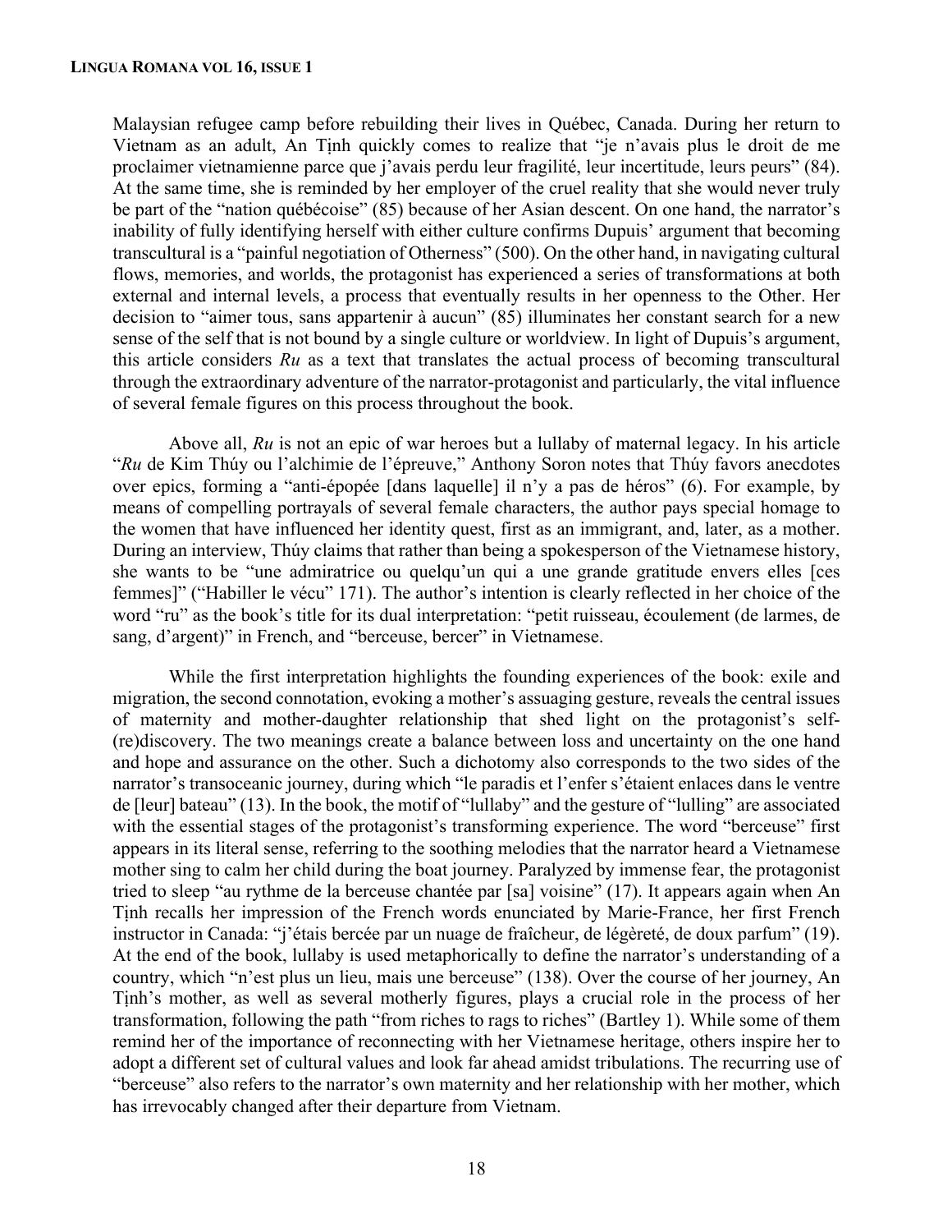Malaysian refugee camp before rebuilding their lives in Québec, Canada. During her return to Vietnam as an adult, An Tịnh quickly comes to realize that "je n'avais plus le droit de me proclamer vietnamienne parce que j'avais perdu leur fragilité, leur incertitude, leurs peurs" (84). At the same time, she is reminded by her employer of the cruel reality that she would never truly be part of the "nation québécoise" (85) because of her Asian descent. On one hand, the narrator's inability of fully identifying herself with either culture confirms Dupuis' argument that becoming transcultural is a "painful negotiation of Otherness" (500). On the other hand, in navigating cultural flows, memories, and worlds, the protagonist has experienced a series of transformations at both external and internal levels, a process that eventually results in her openness to the Other. Her decision to "aimer tous, sans appartenir à aucun" (85) illuminates her constant search for a new sense of the self that is not bound by a single culture or worldview. In light of Dupuis's argument, this article considers *Ru* as a text that translates the actual process of becoming transcultural through the extraordinary adventure of the narrator-protagonist and particularly, the vital influence of several female figures on this process throughout the book.

Above all, *Ru* is not an epic of war heroes but a lullaby of maternal legacy. In his article "*Ru* de Kim Thúy ou l'alchimie de l'épreuve," Anthony Soron notes that Thúy favors anecdotes over epics, forming a "anti-épopée [dans laquelle] il n'y a pas de héros" (6). For example, by means of compelling portrayals of several female characters, the author pays special homage to the women that have influenced her identity quest, first as an immigrant, and, later, as a mother. During an interview, Thúy claims that rather than being a spokesperson of the Vietnamese history, she wants to be "une admiratrice ou quelqu'un qui a une grande gratitude envers elles [ces femmes]" ("Habiller le vécu" 171). The author's intention is clearly reflected in her choice of the word "ru" as the book's title for its dual interpretation: "petit ruisseau, écoulement (de larmes, de sang, d'argent)" in French, and "berceuse, bercer" in Vietnamese.

While the first interpretation highlights the founding experiences of the book: exile and migration, the second connotation, evoking a mother's assuaging gesture, reveals the central issues of maternity and mother-daughter relationship that shed light on the protagonist's self-(re)discovery. The two meanings create a balance between loss and uncertainty on the one hand and hope and assurance on the other. Such a dichotomy also corresponds to the two sides of the narrator's transoceanic journey, during which "le paradis et l'enfer s'étaient enlaces dans le ventre de [leur] bateau" (13). In the book, the motif of "lullaby" and the gesture of "lulling" are associated with the essential stages of the protagonist's transforming experience. The word "berceuse" first appears in its literal sense, referring to the soothing melodies that the narrator heard a Vietnamese mother sing to calm her child during the boat journey. Paralyzed by immense fear, the protagonist tried to sleep "au rythme de la berceuse chantée par [sa] voisine" (17). It appears again when An Tịnh recalls her impression of the French words enunciated by Marie-France, her first French instructor in Canada: "j'étais bercée par un nuage de fraîcheur, de légèreté, de doux parfum" (19). At the end of the book, lullaby is used metaphorically to define the narrator's understanding of a country, which "n'est plus un lieu, mais une berceuse" (138). Over the course of her journey, An Tịnh's mother, as well as several motherly figures, plays a crucial role in the process of her transformation, following the path "from riches to rags to riches" (Bartley 1). While some of them remind her of the importance of reconnecting with her Vietnamese heritage, others inspire her to adopt a different set of cultural values and look far ahead amidst tribulations. The recurring use of "berceuse" also refers to the narrator's own maternity and her relationship with her mother, which has irrevocably changed after their departure from Vietnam.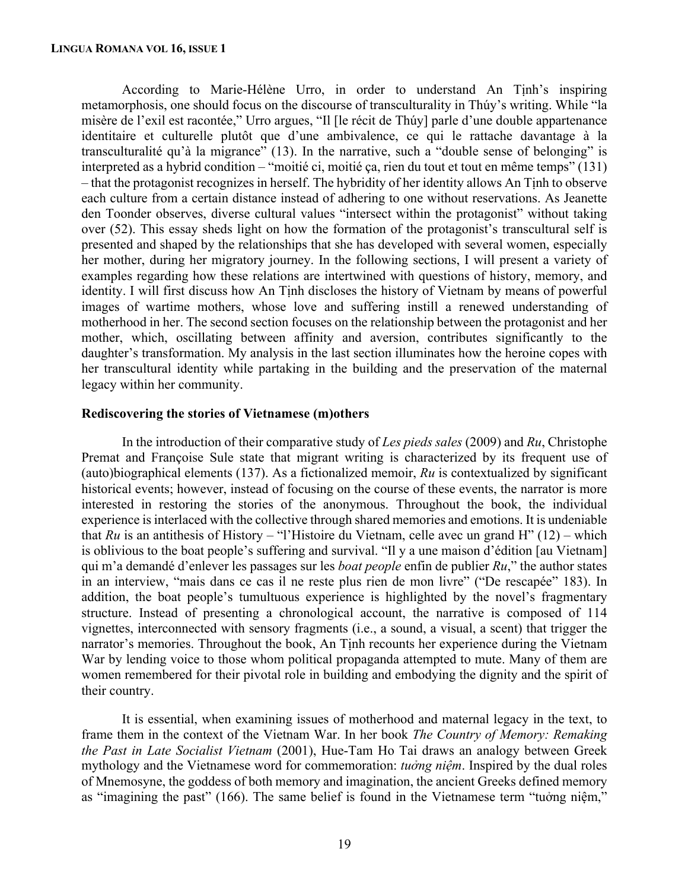According to Marie-Hélène Urro, in order to understand An Tịnh's inspiring metamorphosis, one should focus on the discourse of transculturality in Thúy's writing. While "la misère de l'exil est racontée," Urro argues, "Il [le récit de Thúy] parle d'une double appartenance identitaire et culturelle plutôt que d'une ambivalence, ce qui le rattache davantage à la transculturalité qu'à la migrance" (13). In the narrative, such a "double sense of belonging" is interpreted as a hybrid condition – "moitié ci, moitié ça, rien du tout et tout en même temps" (131) – that the protagonist recognizes in herself. The hybridity of her identity allows An Tịnh to observe each culture from a certain distance instead of adhering to one without reservations. As Jeanette den Toonder observes, diverse cultural values "intersect within the protagonist" without taking over (52). This essay sheds light on how the formation of the protagonist's transcultural self is presented and shaped by the relationships that she has developed with several women, especially her mother, during her migratory journey. In the following sections, I will present a variety of examples regarding how these relations are intertwined with questions of history, memory, and identity. I will first discuss how An Tịnh discloses the history of Vietnam by means of powerful images of wartime mothers, whose love and suffering instill a renewed understanding of motherhood in her. The second section focuses on the relationship between the protagonist and her mother, which, oscillating between affinity and aversion, contributes significantly to the daughter's transformation. My analysis in the last section illuminates how the heroine copes with her transcultural identity while partaking in the building and the preservation of the maternal legacy within her community.

## Rediscovering the stories of Vietnamese (m)others

In the introduction of their comparative study of *Les pieds sales* (2009) and *Ru*, Christophe Premat and Françoise Sule state that migrant writing is characterized by its frequent use of (auto)biographical elements (137). As a fictionalized memoir, *Ru* is contextualized by significant historical events; however, instead of focusing on the course of these events, the narrator is more interested in restoring the stories of the anonymous. Throughout the book, the individual experience is interlaced with the collective through shared memories and emotions. It is undeniable that *Ru* is an antithesis of History – "l'Histoire du Vietnam, celle avec un grand H" (12) – which is oblivious to the boat people's suffering and survival. "Il y a une maison d'édition [au Vietnam] qui m'a demandé d'enlever les passages sur les *boat people* enfin de publier *Ru*," the author states in an interview, "mais dans ce cas il ne reste plus rien de mon livre" ("De rescapée" 183). In addition, the boat people's tumultuous experience is highlighted by the novel's fragmentary structure. Instead of presenting a chronological account, the narrative is composed of 114 vignettes, interconnected with sensory fragments (i.e., a sound, a visual, a scent) that trigger the narrator's memories. Throughout the book, An Tịnh recounts her experience during the Vietnam War by lending voice to those whom political propaganda attempted to mute. Many of them are women remembered for their pivotal role in building and embodying the dignity and the spirit of their country.

It is essential, when examining issues of motherhood and maternal legacy in the text, to frame them in the context of the Vietnam War. In her book *The Country of Memory: Remaking the Past in Late Socialist Vietnam* (2001), Hue-Tam Ho Tai draws an analogy between Greek mythology and the Vietnamese word for commemoration: *tưởng niệm*. Inspired by the dual roles of Mnemosyne, the goddess of both memory and imagination, the ancient Greeks defined memory as "imagining the past" (166). The same belief is found in the Vietnamese term "tưởng niệm,"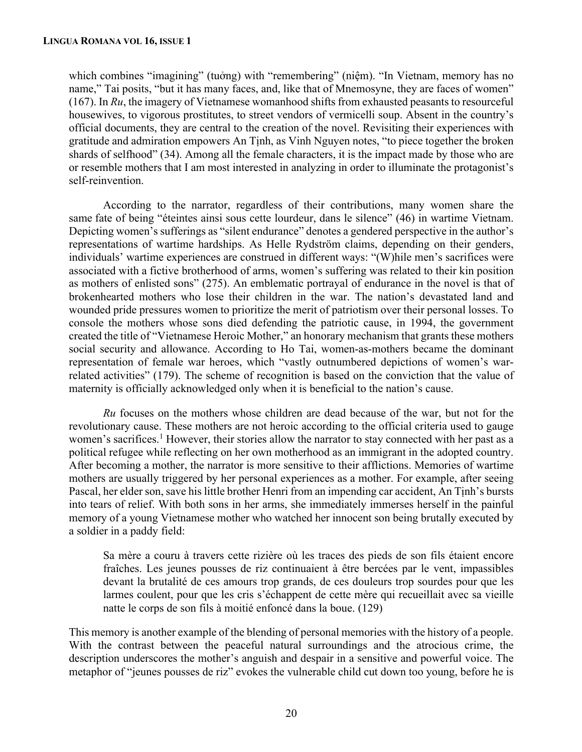which combines "imagining" (tưởng) with "remembering" (niệm). "In Vietnam, memory has no name," Tai posits, "but it has many faces, and, like that of Mnemosyne, they are faces of women" (167). In *Ru*, the imagery of Vietnamese womanhood shifts from exhausted peasants to resourceful housewives, to vigorous prostitutes, to street vendors of vermicelli soup. Absent in the country's official documents, they are central to the creation of the novel. Revisiting their experiences with gratitude and admiration empowers An Tịnh, as Vinh Nguyen notes, "to piece together the broken shards of selfhood" (34). Among all the female characters, it is the impact made by those who are or resemble mothers that I am most interested in analyzing in order to illuminate the protagonist's self-reinvention.

According to the narrator, regardless of their contributions, many women share the same fate of being "éteintes ainsi sous cette lourdeur, dans le silence" (46) in wartime Vietnam. Depicting women's sufferings as "silent endurance" denotes a gendered perspective in the author's representations of wartime hardships. As Helle Rydström claims, depending on their genders, individuals' wartime experiences are construed in different ways: "(W)hile men's sacrifices were associated with a fictive brotherhood of arms, women's suffering was related to their kin position as mothers of enlisted sons" (275). An emblematic portrayal of endurance in the novel is that of brokenhearted mothers who lose their children in the war. The nation's devastated land and wounded pride pressures women to prioritize the merit of patriotism over their personal losses. To console the mothers whose sons died defending the patriotic cause, in 1994, the government created the title of "Vietnamese Heroic Mother," an honorary mechanism that grants these mothers social security and allowance. According to Ho Tai, women-as-mothers became the dominant representation of female war heroes, which "vastly outnumbered depictions of women's war-related activities" (179). The scheme of recognition is based on the conviction that the value of maternity is officially acknowledged only when it is beneficial to the nation's cause.

*Ru* focuses on the mothers whose children are dead because of the war, but not for the revolutionary cause. These mothers are not heroic according to the official criteria used to gauge women's sacrifices.[1] However, their stories allow the narrator to stay connected with her past as a political refugee while reflecting on her own motherhood as an immigrant in the adopted country. After becoming a mother, the narrator is more sensitive to their afflictions. Memories of wartime mothers are usually triggered by her personal experiences as a mother. For example, after seeing Pascal, her elder son, save his little brother Henri from an impending car accident, An Tịnh's bursts into tears of relief. With both sons in her arms, she immediately immerses herself in the painful memory of a young Vietnamese mother who watched her innocent son being brutally executed by a soldier in a paddy field:

> Sa mère a couru à travers cette rizière où les traces des pieds de son fils étaient encore fraîches. Les jeunes pousses de riz continuaient à être bercées par le vent, impassibles devant la brutalité de ces amours trop grands, de ces douleurs trop sourdes pour que les larmes coulent, pour que les cris s'échappent de cette mère qui recueillait avec sa vieille natte le corps de son fils à moitié enfoncé dans la boue. (129)

This memory is another example of the blending of personal memories with the history of a people. With the contrast between the peaceful natural surroundings and the atrocious crime, the description underscores the mother's anguish and despair in a sensitive and powerful voice. The metaphor of "jeunes pousses de riz" evokes the vulnerable child cut down too young, before he is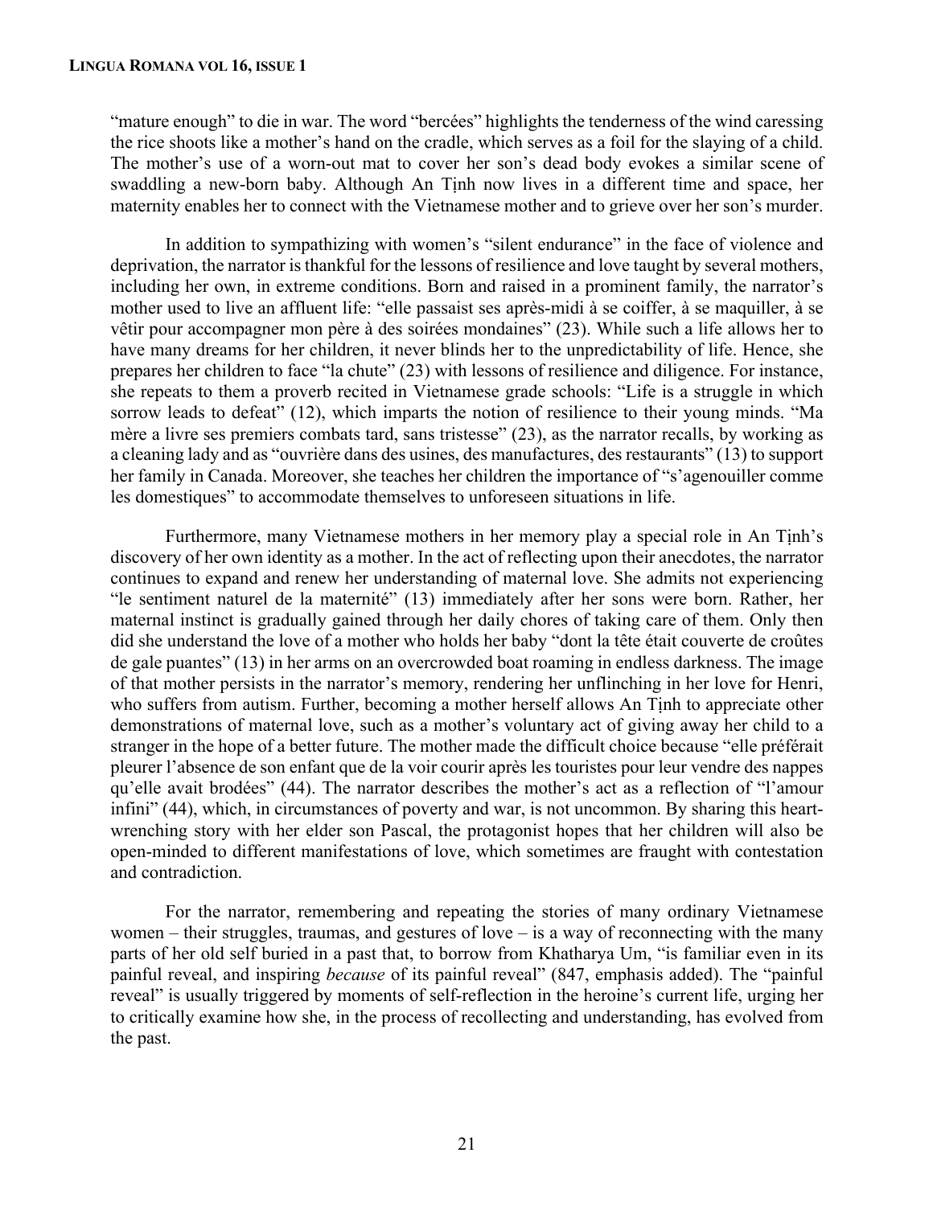"mature enough" to die in war. The word "bercées" highlights the tenderness of the wind caressing the rice shoots like a mother's hand on the cradle, which serves as a foil for the slaying of a child. The mother's use of a worn-out mat to cover her son's dead body evokes a similar scene of swaddling a new-born baby. Although An Tịnh now lives in a different time and space, her maternity enables her to connect with the Vietnamese mother and to grieve over her son's murder.

In addition to sympathizing with women's "silent endurance" in the face of violence and deprivation, the narrator is thankful for the lessons of resilience and love taught by several mothers, including her own, in extreme conditions. Born and raised in a prominent family, the narrator's mother used to live an affluent life: "elle passait ses après-midi à se coiffer, à se maquiller, à se vêtir pour accompagner mon père à des soirées mondaines" (23). While such a life allows her to have many dreams for her children, it never blinds her to the unpredictability of life. Hence, she prepares her children to face "la chute" (23) with lessons of resilience and diligence. For instance, she repeats to them a proverb recited in Vietnamese grade schools: "Life is a struggle in which sorrow leads to defeat" (12), which imparts the notion of resilience to their young minds. "Ma mère a livre ses premiers combats tard, sans tristesse" (23), as the narrator recalls, by working as a cleaning lady and as "ouvrière dans des usines, des manufactures, des restaurants" (13) to support her family in Canada. Moreover, she teaches her children the importance of "s'agenouiller comme les domestiques" to accommodate themselves to unforeseen situations in life.

Furthermore, many Vietnamese mothers in her memory play a special role in An Tịnh's discovery of her own identity as a mother. In the act of reflecting upon their anecdotes, the narrator continues to expand and renew her understanding of maternal love. She admits not experiencing "le sentiment naturel de la maternité" (13) immediately after her sons were born. Rather, her maternal instinct is gradually gained through her daily chores of taking care of them. Only then did she understand the love of a mother who holds her baby "dont la tête était couverte de croûtes de gale puantes" (13) in her arms on an overcrowded boat roaming in endless darkness. The image of that mother persists in the narrator's memory, rendering her unflinching in her love for Henri, who suffers from autism. Further, becoming a mother herself allows An Tịnh to appreciate other demonstrations of maternal love, such as a mother's voluntary act of giving away her child to a stranger in the hope of a better future. The mother made the difficult choice because "elle préférait pleurer l'absence de son enfant que de la voir courir après les touristes pour leur vendre des nappes qu'elle avait brodées" (44). The narrator describes the mother's act as a reflection of "l'amour infini" (44), which, in circumstances of poverty and war, is not uncommon. By sharing this heart-wrenching story with her elder son Pascal, the protagonist hopes that her children will also be open-minded to different manifestations of love, which sometimes are fraught with contestation and contradiction.

For the narrator, remembering and repeating the stories of many ordinary Vietnamese women – their struggles, traumas, and gestures of love – is a way of reconnecting with the many parts of her old self buried in a past that, to borrow from Khatharya Um, "is familiar even in its painful reveal, and inspiring *because* of its painful reveal" (847, emphasis added). The "painful reveal" is usually triggered by moments of self-reflection in the heroine's current life, urging her to critically examine how she, in the process of recollecting and understanding, has evolved from the past.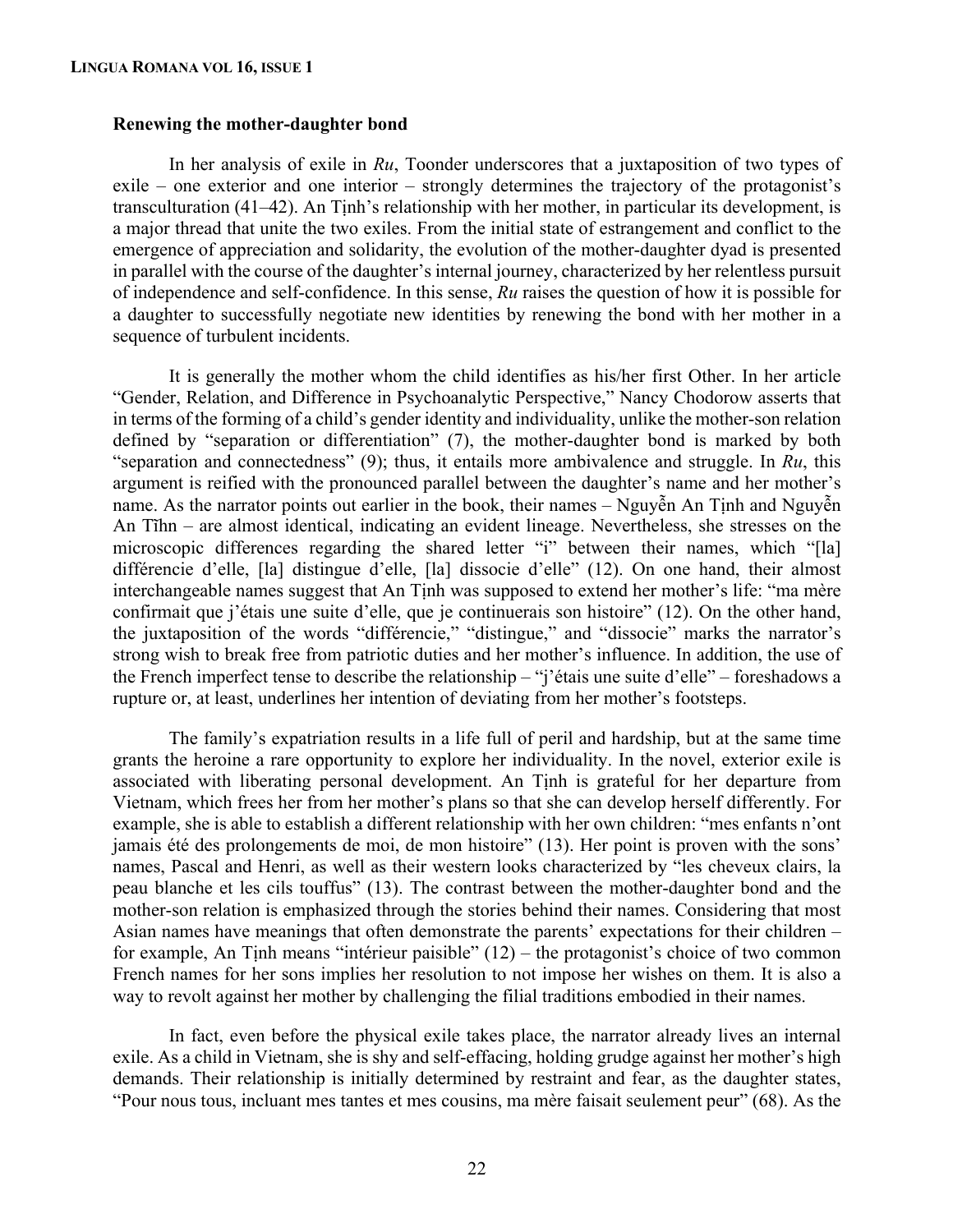### Renewing the mother-daughter bond

In her analysis of exile in *Ru*, Toonder underscores that a juxtaposition of two types of exile – one exterior and one interior – strongly determines the trajectory of the protagonist's transculturation (41–42). An Tịnh's relationship with her mother, in particular its development, is a major thread that unite the two exiles. From the initial state of estrangement and conflict to the emergence of appreciation and solidarity, the evolution of the mother-daughter dyad is presented in parallel with the course of the daughter's internal journey, characterized by her relentless pursuit of independence and self-confidence. In this sense, *Ru* raises the question of how it is possible for a daughter to successfully negotiate new identities by renewing the bond with her mother in a sequence of turbulent incidents.

It is generally the mother whom the child identifies as his/her first Other. In her article "Gender, Relation, and Difference in Psychoanalytic Perspective," Nancy Chodorow asserts that in terms of the forming of a child's gender identity and individuality, unlike the mother-son relation defined by "separation or differentiation" (7), the mother-daughter bond is marked by both "separation and connectedness" (9); thus, it entails more ambivalence and struggle. In *Ru*, this argument is reified with the pronounced parallel between the daughter's name and her mother's name. As the narrator points out earlier in the book, their names – Nguyễn An Tịnh and Nguyễn An Tĩhn – are almost identical, indicating an evident lineage. Nevertheless, she stresses on the microscopic differences regarding the shared letter "i" between their names, which "[la] différencie d'elle, [la] distingue d'elle, [la] dissocie d'elle" (12). On one hand, their almost interchangeable names suggest that An Tịnh was supposed to extend her mother's life: "ma mère confirmait que j'étais une suite d'elle, que je continuerais son histoire" (12). On the other hand, the juxtaposition of the words "différencie," "distingue," and "dissocie" marks the narrator's strong wish to break free from patriotic duties and her mother's influence. In addition, the use of the French imperfect tense to describe the relationship – "j'étais une suite d'elle" – foreshadows a rupture or, at least, underlines her intention of deviating from her mother's footsteps.

The family's expatriation results in a life full of peril and hardship, but at the same time grants the heroine a rare opportunity to explore her individuality. In the novel, exterior exile is associated with liberating personal development. An Tịnh is grateful for her departure from Vietnam, which frees her from her mother's plans so that she can develop herself differently. For example, she is able to establish a different relationship with her own children: "mes enfants n'ont jamais été des prolongements de moi, de mon histoire" (13). Her point is proven with the sons' names, Pascal and Henri, as well as their western looks characterized by "les cheveux clairs, la peau blanche et les cils touffus" (13). The contrast between the mother-daughter bond and the mother-son relation is emphasized through the stories behind their names. Considering that most Asian names have meanings that often demonstrate the parents' expectations for their children – for example, An Tịnh means "intérieur paisible" (12) – the protagonist's choice of two common French names for her sons implies her resolution to not impose her wishes on them. It is also a way to revolt against her mother by challenging the filial traditions embodied in their names.

In fact, even before the physical exile takes place, the narrator already lives an internal exile. As a child in Vietnam, she is shy and self-effacing, holding grudge against her mother's high demands. Their relationship is initially determined by restraint and fear, as the daughter states, "Pour nous tous, incluant mes tantes et mes cousins, ma mère faisait seulement peur" (68). As the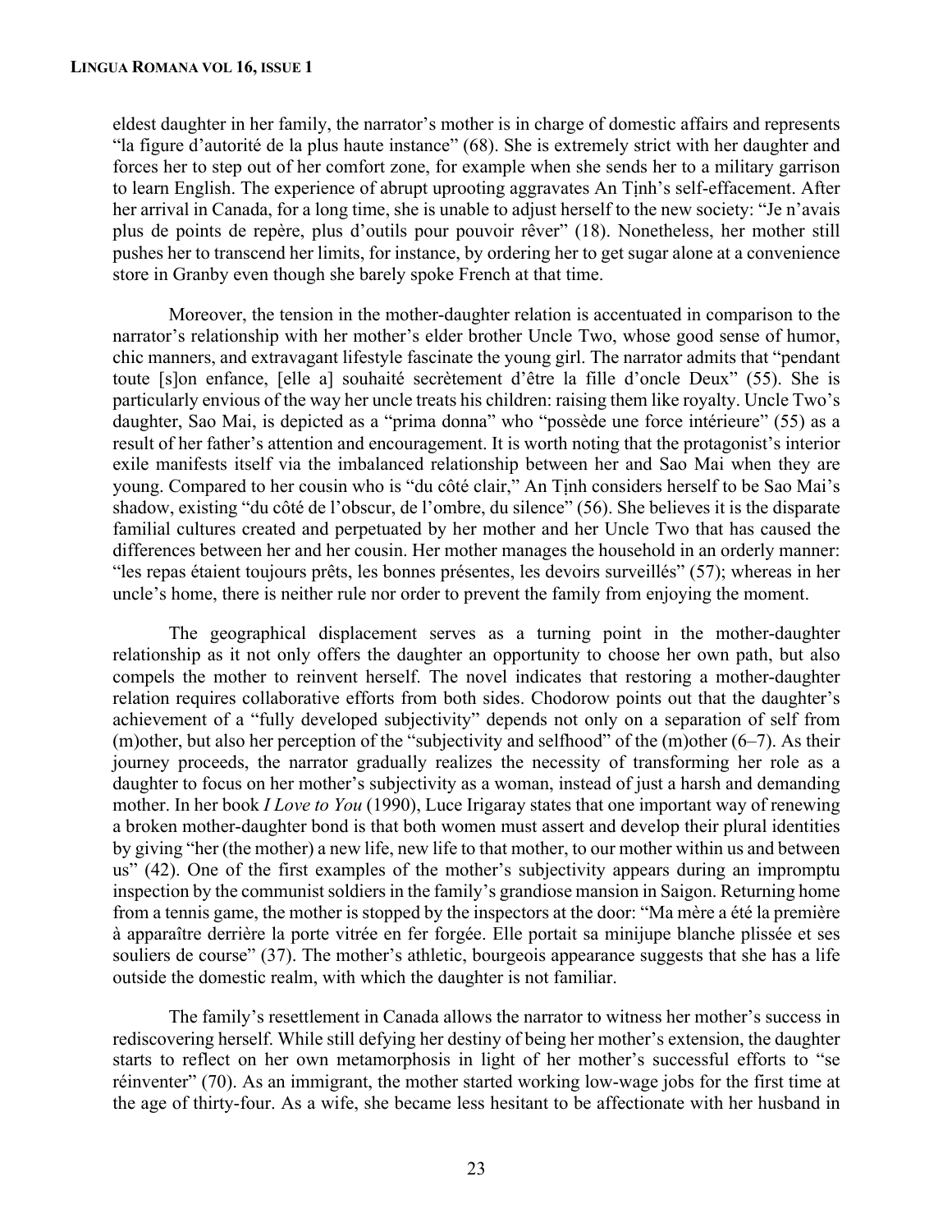eldest daughter in her family, the narrator's mother is in charge of domestic affairs and represents "la figure d'autorité de la plus haute instance" (68). She is extremely strict with her daughter and forces her to step out of her comfort zone, for example when she sends her to a military garrison to learn English. The experience of abrupt uprooting aggravates An Tịnh's self-effacement. After her arrival in Canada, for a long time, she is unable to adjust herself to the new society: "Je n'avais plus de points de repère, plus d'outils pour pouvoir rêver" (18). Nonetheless, her mother still pushes her to transcend her limits, for instance, by ordering her to get sugar alone at a convenience store in Granby even though she barely spoke French at that time.

Moreover, the tension in the mother-daughter relation is accentuated in comparison to the narrator's relationship with her mother's elder brother Uncle Two, whose good sense of humor, chic manners, and extravagant lifestyle fascinate the young girl. The narrator admits that "pendant toute [s]on enfance, [elle a] souhaité secrètement d'être la fille d'oncle Deux" (55). She is particularly envious of the way her uncle treats his children: raising them like royalty. Uncle Two's daughter, Sao Mai, is depicted as a "prima donna" who "possède une force intérieure" (55) as a result of her father's attention and encouragement. It is worth noting that the protagonist's interior exile manifests itself via the imbalanced relationship between her and Sao Mai when they are young. Compared to her cousin who is "du côté clair," An Tịnh considers herself to be Sao Mai's shadow, existing "du côté de l'obscur, de l'ombre, du silence" (56). She believes it is the disparate familial cultures created and perpetuated by her mother and her Uncle Two that has caused the differences between her and her cousin. Her mother manages the household in an orderly manner: "les repas étaient toujours prêts, les bonnes présentes, les devoirs surveillés" (57); whereas in her uncle's home, there is neither rule nor order to prevent the family from enjoying the moment.

The geographical displacement serves as a turning point in the mother-daughter relationship as it not only offers the daughter an opportunity to choose her own path, but also compels the mother to reinvent herself. The novel indicates that restoring a mother-daughter relation requires collaborative efforts from both sides. Chodorow points out that the daughter's achievement of a "fully developed subjectivity" depends not only on a separation of self from (m)other, but also her perception of the "subjectivity and selfhood" of the (m)other (6–7). As their journey proceeds, the narrator gradually realizes the necessity of transforming her role as a daughter to focus on her mother's subjectivity as a woman, instead of just a harsh and demanding mother. In her book *I Love to You* (1990), Luce Irigaray states that one important way of renewing a broken mother-daughter bond is that both women must assert and develop their plural identities by giving "her (the mother) a new life, new life to that mother, to our mother within us and between us" (42). One of the first examples of the mother's subjectivity appears during an impromptu inspection by the communist soldiers in the family's grandiose mansion in Saigon. Returning home from a tennis game, the mother is stopped by the inspectors at the door: "Ma mère a été la première à apparaître derrière la porte vitrée en fer forgée. Elle portait sa minijupe blanche plissée et ses souliers de course" (37). The mother's athletic, bourgeois appearance suggests that she has a life outside the domestic realm, with which the daughter is not familiar.

The family's resettlement in Canada allows the narrator to witness her mother's success in rediscovering herself. While still defying her destiny of being her mother's extension, the daughter starts to reflect on her own metamorphosis in light of her mother's successful efforts to "se réinventer" (70). As an immigrant, the mother started working low-wage jobs for the first time at the age of thirty-four. As a wife, she became less hesitant to be affectionate with her husband in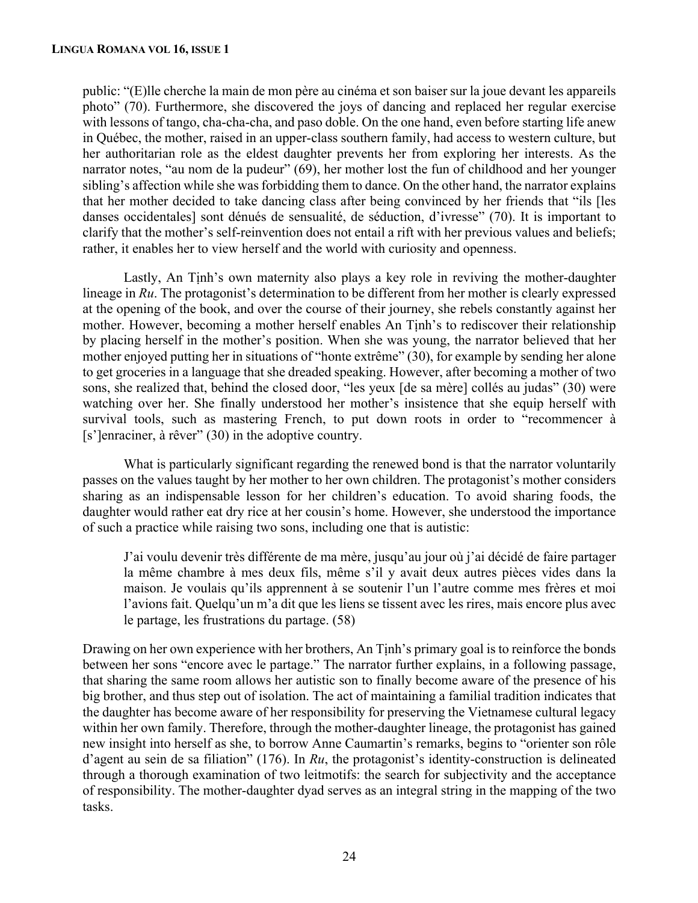public: "(E)lle cherche la main de mon père au cinéma et son baiser sur la joue devant les appareils photo" (70). Furthermore, she discovered the joys of dancing and replaced her regular exercise with lessons of tango, cha-cha-cha, and paso doble. On the one hand, even before starting life anew in Québec, the mother, raised in an upper-class southern family, had access to western culture, but her authoritarian role as the eldest daughter prevents her from exploring her interests. As the narrator notes, "au nom de la pudeur" (69), her mother lost the fun of childhood and her younger sibling's affection while she was forbidding them to dance. On the other hand, the narrator explains that her mother decided to take dancing class after being convinced by her friends that "ils [les danses occidentales] sont dénués de sensualité, de séduction, d'ivresse" (70). It is important to clarify that the mother's self-reinvention does not entail a rift with her previous values and beliefs; rather, it enables her to view herself and the world with curiosity and openness.

Lastly, An Tịnh's own maternity also plays a key role in reviving the mother-daughter lineage in *Ru*. The protagonist's determination to be different from her mother is clearly expressed at the opening of the book, and over the course of their journey, she rebels constantly against her mother. However, becoming a mother herself enables An Tịnh's to rediscover their relationship by placing herself in the mother's position. When she was young, the narrator believed that her mother enjoyed putting her in situations of "honte extrême" (30), for example by sending her alone to get groceries in a language that she dreaded speaking. However, after becoming a mother of two sons, she realized that, behind the closed door, "les yeux [de sa mère] collés au judas" (30) were watching over her. She finally understood her mother's insistence that she equip herself with survival tools, such as mastering French, to put down roots in order to "recommencer à [s']enraciner, à rêver" (30) in the adoptive country.

What is particularly significant regarding the renewed bond is that the narrator voluntarily passes on the values taught by her mother to her own children. The protagonist's mother considers sharing as an indispensable lesson for her children's education. To avoid sharing foods, the daughter would rather eat dry rice at her cousin's home. However, she understood the importance of such a practice while raising two sons, including one that is autistic:

> J'ai voulu devenir très différente de ma mère, jusqu'au jour où j'ai décidé de faire partager la même chambre à mes deux fils, même s'il y avait deux autres pièces vides dans la maison. Je voulais qu'ils apprennent à se soutenir l'un l'autre comme mes frères et moi l'avions fait. Quelqu'un m'a dit que les liens se tissent avec les rires, mais encore plus avec le partage, les frustrations du partage. (58)

Drawing on her own experience with her brothers, An Tịnh's primary goal is to reinforce the bonds between her sons "encore avec le partage." The narrator further explains, in a following passage, that sharing the same room allows her autistic son to finally become aware of the presence of his big brother, and thus step out of isolation. The act of maintaining a familial tradition indicates that the daughter has become aware of her responsibility for preserving the Vietnamese cultural legacy within her own family. Therefore, through the mother-daughter lineage, the protagonist has gained new insight into herself as she, to borrow Anne Caumartin's remarks, begins to "orienter son rôle d'agent au sein de sa filiation" (176). In *Ru*, the protagonist's identity-construction is delineated through a thorough examination of two leitmotifs: the search for subjectivity and the acceptance of responsibility. The mother-daughter dyad serves as an integral string in the mapping of the two tasks.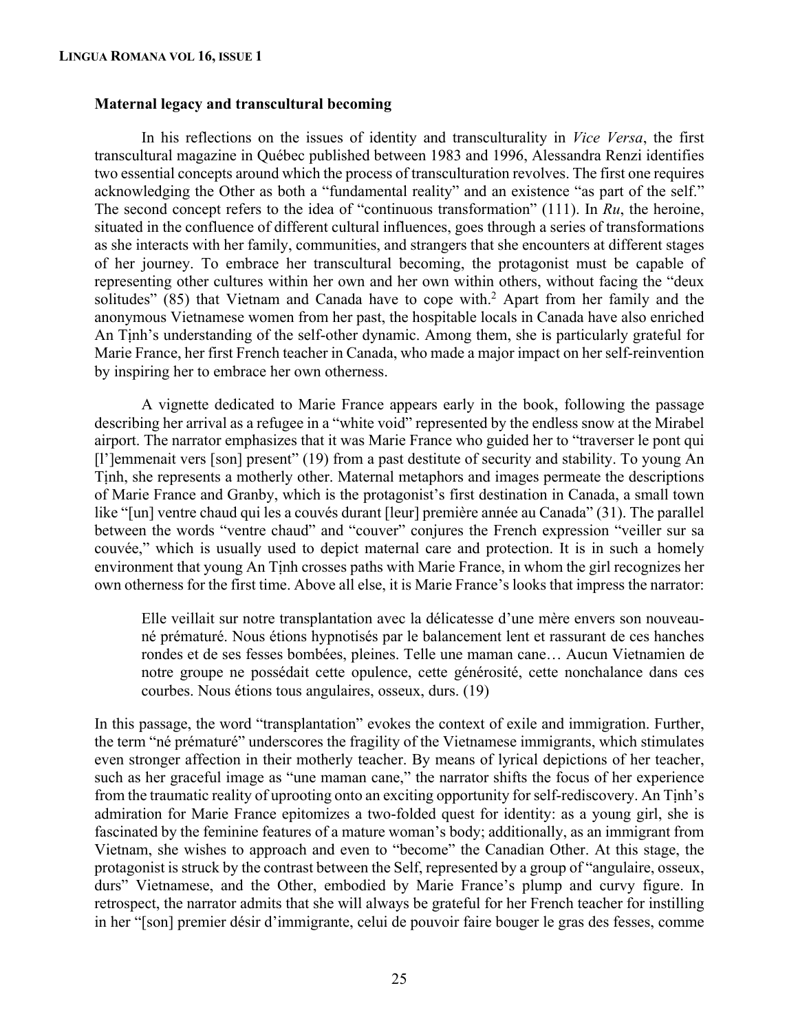### Maternal legacy and transcultural becoming

In his reflections on the issues of identity and transculturality in *Vice Versa*, the first transcultural magazine in Québec published between 1983 and 1996, Alessandra Renzi identifies two essential concepts around which the process of transculturation revolves. The first one requires acknowledging the Other as both a "fundamental reality" and an existence "as part of the self." The second concept refers to the idea of "continuous transformation" (111). In *Ru*, the heroine, situated in the confluence of different cultural influences, goes through a series of transformations as she interacts with her family, communities, and strangers that she encounters at different stages of her journey. To embrace her transcultural becoming, the protagonist must be capable of representing other cultures within her own and her own within others, without facing the "deux solitudes" (85) that Vietnam and Canada have to cope with.[2] Apart from her family and the anonymous Vietnamese women from her past, the hospitable locals in Canada have also enriched An Tịnh's understanding of the self-other dynamic. Among them, she is particularly grateful for Marie France, her first French teacher in Canada, who made a major impact on her self-reinvention by inspiring her to embrace her own otherness.

A vignette dedicated to Marie France appears early in the book, following the passage describing her arrival as a refugee in a "white void" represented by the endless snow at the Mirabel airport. The narrator emphasizes that it was Marie France who guided her to "traverser le pont qui [l']emmenait vers [son] present" (19) from a past destitute of security and stability. To young An Tịnh, she represents a motherly other. Maternal metaphors and images permeate the descriptions of Marie France and Granby, which is the protagonist's first destination in Canada, a small town like "[un] ventre chaud qui les a couvés durant [leur] première année au Canada" (31). The parallel between the words "ventre chaud" and "couver" conjures the French expression "veiller sur sa couvée," which is usually used to depict maternal care and protection. It is in such a homely environment that young An Tịnh crosses paths with Marie France, in whom the girl recognizes her own otherness for the first time. Above all else, it is Marie France's looks that impress the narrator:

> Elle veillait sur notre transplantation avec la délicatesse d'une mère envers son nouveau-né prématuré. Nous étions hypnotisés par le balancement lent et rassurant de ces hanches rondes et de ses fesses bombées, pleines. Telle une maman cane… Aucun Vietnamien de notre groupe ne possédait cette opulence, cette générosité, cette nonchalance dans ces courbes. Nous étions tous angulaires, osseux, durs. (19)

In this passage, the word "transplantation" evokes the context of exile and immigration. Further, the term "né prématuré" underscores the fragility of the Vietnamese immigrants, which stimulates even stronger affection in their motherly teacher. By means of lyrical depictions of her teacher, such as her graceful image as "une maman cane," the narrator shifts the focus of her experience from the traumatic reality of uprooting onto an exciting opportunity for self-rediscovery. An Tịnh's admiration for Marie France epitomizes a two-folded quest for identity: as a young girl, she is fascinated by the feminine features of a mature woman's body; additionally, as an immigrant from Vietnam, she wishes to approach and even to "become" the Canadian Other. At this stage, the protagonist is struck by the contrast between the Self, represented by a group of "angulaire, osseux, durs" Vietnamese, and the Other, embodied by Marie France's plump and curvy figure. In retrospect, the narrator admits that she will always be grateful for her French teacher for instilling in her "[son] premier désir d'immigrante, celui de pouvoir faire bouger le gras des fesses, comme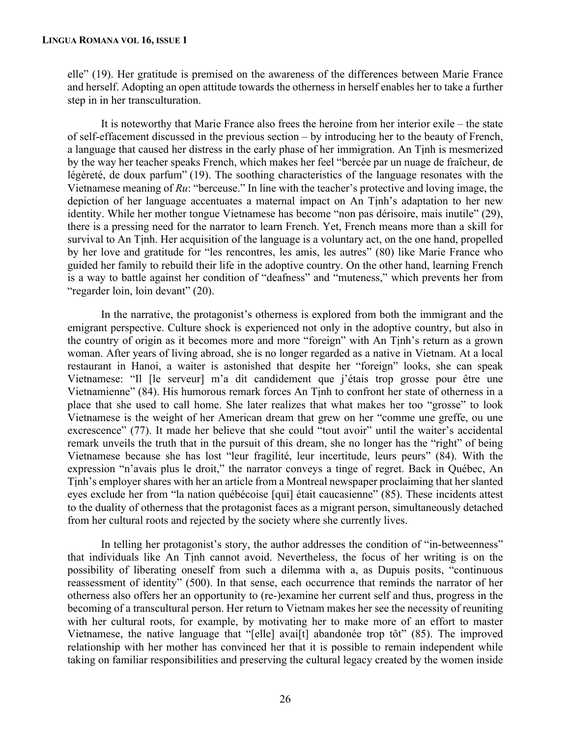elle" (19). Her gratitude is premised on the awareness of the differences between Marie France and herself. Adopting an open attitude towards the otherness in herself enables her to take a further step in in her transculturation.

It is noteworthy that Marie France also frees the heroine from her interior exile – the state of self-effacement discussed in the previous section – by introducing her to the beauty of French, a language that caused her distress in the early phase of her immigration. An Tịnh is mesmerized by the way her teacher speaks French, which makes her feel "bercée par un nuage de fraîcheur, de légèreté, de doux parfum" (19). The soothing characteristics of the language resonates with the Vietnamese meaning of *Ru*: "berceuse." In line with the teacher's protective and loving image, the depiction of her language accentuates a maternal impact on An Tịnh's adaptation to her new identity. While her mother tongue Vietnamese has become "non pas dérisoire, mais inutile" (29), there is a pressing need for the narrator to learn French. Yet, French means more than a skill for survival to An Tịnh. Her acquisition of the language is a voluntary act, on the one hand, propelled by her love and gratitude for "les rencontres, les amis, les autres" (80) like Marie France who guided her family to rebuild their life in the adoptive country. On the other hand, learning French is a way to battle against her condition of "deafness" and "muteness," which prevents her from "regarder loin, loin devant" (20).

In the narrative, the protagonist's otherness is explored from both the immigrant and the emigrant perspective. Culture shock is experienced not only in the adoptive country, but also in the country of origin as it becomes more and more "foreign" with An Tịnh's return as a grown woman. After years of living abroad, she is no longer regarded as a native in Vietnam. At a local restaurant in Hanoi, a waiter is astonished that despite her "foreign" looks, she can speak Vietnamese: "Il [le serveur] m'a dit candidement que j'étais trop grosse pour être une Vietnamienne" (84). His humorous remark forces An Tịnh to confront her state of otherness in a place that she used to call home. She later realizes that what makes her too "grosse" to look Vietnamese is the weight of her American dream that grew on her "comme une greffe, ou une excrescence" (77). It made her believe that she could "tout avoir" until the waiter's accidental remark unveils the truth that in the pursuit of this dream, she no longer has the "right" of being Vietnamese because she has lost "leur fragilité, leur incertitude, leurs peurs" (84). With the expression "n'avais plus le droit," the narrator conveys a tinge of regret. Back in Québec, An Tịnh's employer shares with her an article from a Montreal newspaper proclaiming that her slanted eyes exclude her from "la nation québécoise [qui] était caucasienne" (85). These incidents attest to the duality of otherness that the protagonist faces as a migrant person, simultaneously detached from her cultural roots and rejected by the society where she currently lives.

In telling her protagonist's story, the author addresses the condition of "in-betweenness" that individuals like An Tịnh cannot avoid. Nevertheless, the focus of her writing is on the possibility of liberating oneself from such a dilemma with a, as Dupuis posits, "continuous reassessment of identity" (500). In that sense, each occurrence that reminds the narrator of her otherness also offers her an opportunity to (re-)examine her current self and thus, progress in the becoming of a transcultural person. Her return to Vietnam makes her see the necessity of reuniting with her cultural roots, for example, by motivating her to make more of an effort to master Vietnamese, the native language that "[elle] avai[t] abandonée trop tôt" (85). The improved relationship with her mother has convinced her that it is possible to remain independent while taking on familiar responsibilities and preserving the cultural legacy created by the women inside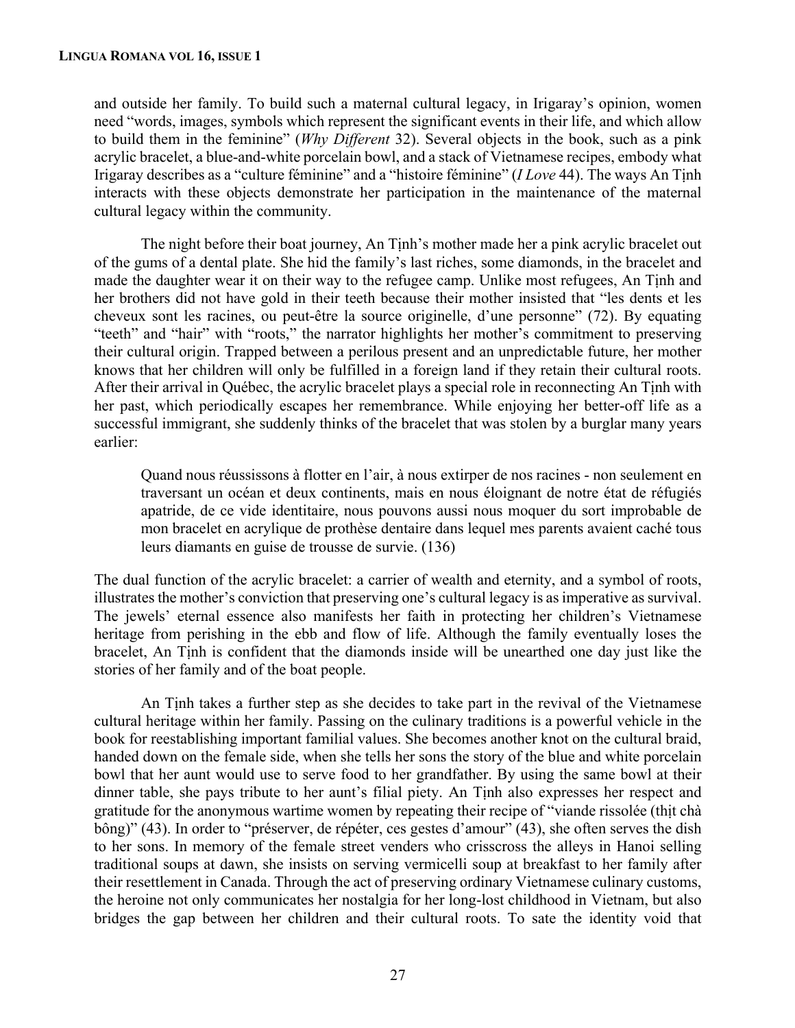and outside her family. To build such a maternal cultural legacy, in Irigaray's opinion, women need "words, images, symbols which represent the significant events in their life, and which allow to build them in the feminine" (*Why Different* 32). Several objects in the book, such as a pink acrylic bracelet, a blue-and-white porcelain bowl, and a stack of Vietnamese recipes, embody what Irigaray describes as a "culture féminine" and a "histoire féminine" (*I Love* 44). The ways An Tịnh interacts with these objects demonstrate her participation in the maintenance of the maternal cultural legacy within the community.

The night before their boat journey, An Tịnh's mother made her a pink acrylic bracelet out of the gums of a dental plate. She hid the family's last riches, some diamonds, in the bracelet and made the daughter wear it on their way to the refugee camp. Unlike most refugees, An Tịnh and her brothers did not have gold in their teeth because their mother insisted that "les dents et les cheveux sont les racines, ou peut-être la source originelle, d'une personne" (72). By equating "teeth" and "hair" with "roots," the narrator highlights her mother's commitment to preserving their cultural origin. Trapped between a perilous present and an unpredictable future, her mother knows that her children will only be fulfilled in a foreign land if they retain their cultural roots. After their arrival in Québec, the acrylic bracelet plays a special role in reconnecting An Tịnh with her past, which periodically escapes her remembrance. While enjoying her better-off life as a successful immigrant, she suddenly thinks of the bracelet that was stolen by a burglar many years earlier:

> Quand nous réussissons à flotter en l'air, à nous extirper de nos racines - non seulement en traversant un océan et deux continents, mais en nous éloignant de notre état de réfugiés apatride, de ce vide identitaire, nous pouvons aussi nous moquer du sort improbable de mon bracelet en acrylique de prothèse dentaire dans lequel mes parents avaient caché tous leurs diamants en guise de trousse de survie. (136)

The dual function of the acrylic bracelet: a carrier of wealth and eternity, and a symbol of roots, illustrates the mother's conviction that preserving one's cultural legacy is as imperative as survival. The jewels' eternal essence also manifests her faith in protecting her children's Vietnamese heritage from perishing in the ebb and flow of life. Although the family eventually loses the bracelet, An Tịnh is confident that the diamonds inside will be unearthed one day just like the stories of her family and of the boat people.

An Tịnh takes a further step as she decides to take part in the revival of the Vietnamese cultural heritage within her family. Passing on the culinary traditions is a powerful vehicle in the book for reestablishing important familial values. She becomes another knot on the cultural braid, handed down on the female side, when she tells her sons the story of the blue and white porcelain bowl that her aunt would use to serve food to her grandfather. By using the same bowl at their dinner table, she pays tribute to her aunt's filial piety. An Tịnh also expresses her respect and gratitude for the anonymous wartime women by repeating their recipe of "viande rissolée (thịt chà bông)" (43). In order to "préserver, de répéter, ces gestes d'amour" (43), she often serves the dish to her sons. In memory of the female street venders who crisscross the alleys in Hanoi selling traditional soups at dawn, she insists on serving vermicelli soup at breakfast to her family after their resettlement in Canada. Through the act of preserving ordinary Vietnamese culinary customs, the heroine not only communicates her nostalgia for her long-lost childhood in Vietnam, but also bridges the gap between her children and their cultural roots. To sate the identity void that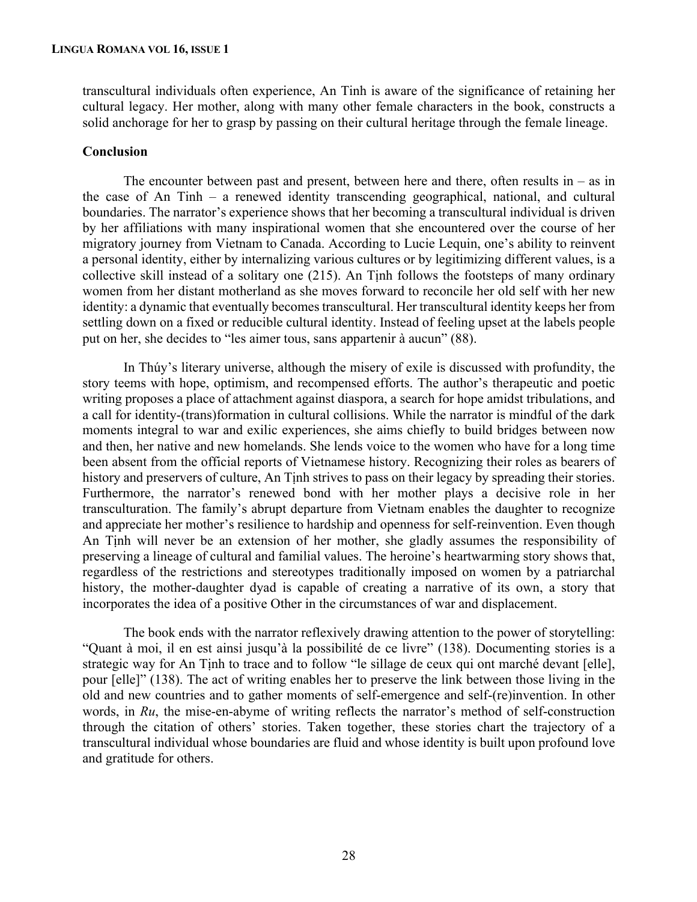transcultural individuals often experience, An Tinh is aware of the significance of retaining her cultural legacy. Her mother, along with many other female characters in the book, constructs a solid anchorage for her to grasp by passing on their cultural heritage through the female lineage.

## Conclusion

The encounter between past and present, between here and there, often results in – as in the case of An Tinh – a renewed identity transcending geographical, national, and cultural boundaries. The narrator's experience shows that her becoming a transcultural individual is driven by her affiliations with many inspirational women that she encountered over the course of her migratory journey from Vietnam to Canada. According to Lucie Lequin, one's ability to reinvent a personal identity, either by internalizing various cultures or by legitimizing different values, is a collective skill instead of a solitary one (215). An Tịnh follows the footsteps of many ordinary women from her distant motherland as she moves forward to reconcile her old self with her new identity: a dynamic that eventually becomes transcultural. Her transcultural identity keeps her from settling down on a fixed or reducible cultural identity. Instead of feeling upset at the labels people put on her, she decides to "les aimer tous, sans appartenir à aucun" (88).

In Thúy's literary universe, although the misery of exile is discussed with profundity, the story teems with hope, optimism, and recompensed efforts. The author's therapeutic and poetic writing proposes a place of attachment against diaspora, a search for hope amidst tribulations, and a call for identity-(trans)formation in cultural collisions. While the narrator is mindful of the dark moments integral to war and exilic experiences, she aims chiefly to build bridges between now and then, her native and new homelands. She lends voice to the women who have for a long time been absent from the official reports of Vietnamese history. Recognizing their roles as bearers of history and preservers of culture, An Tịnh strives to pass on their legacy by spreading their stories. Furthermore, the narrator's renewed bond with her mother plays a decisive role in her transculturation. The family's abrupt departure from Vietnam enables the daughter to recognize and appreciate her mother's resilience to hardship and openness for self-reinvention. Even though An Tịnh will never be an extension of her mother, she gladly assumes the responsibility of preserving a lineage of cultural and familial values. The heroine's heartwarming story shows that, regardless of the restrictions and stereotypes traditionally imposed on women by a patriarchal history, the mother-daughter dyad is capable of creating a narrative of its own, a story that incorporates the idea of a positive Other in the circumstances of war and displacement.

The book ends with the narrator reflexively drawing attention to the power of storytelling: "Quant à moi, il en est ainsi jusqu'à la possibilité de ce livre" (138). Documenting stories is a strategic way for An Tịnh to trace and to follow "le sillage de ceux qui ont marché devant [elle], pour [elle]" (138). The act of writing enables her to preserve the link between those living in the old and new countries and to gather moments of self-emergence and self-(re)invention. In other words, in *Ru*, the mise-en-abyme of writing reflects the narrator's method of self-construction through the citation of others' stories. Taken together, these stories chart the trajectory of a transcultural individual whose boundaries are fluid and whose identity is built upon profound love and gratitude for others.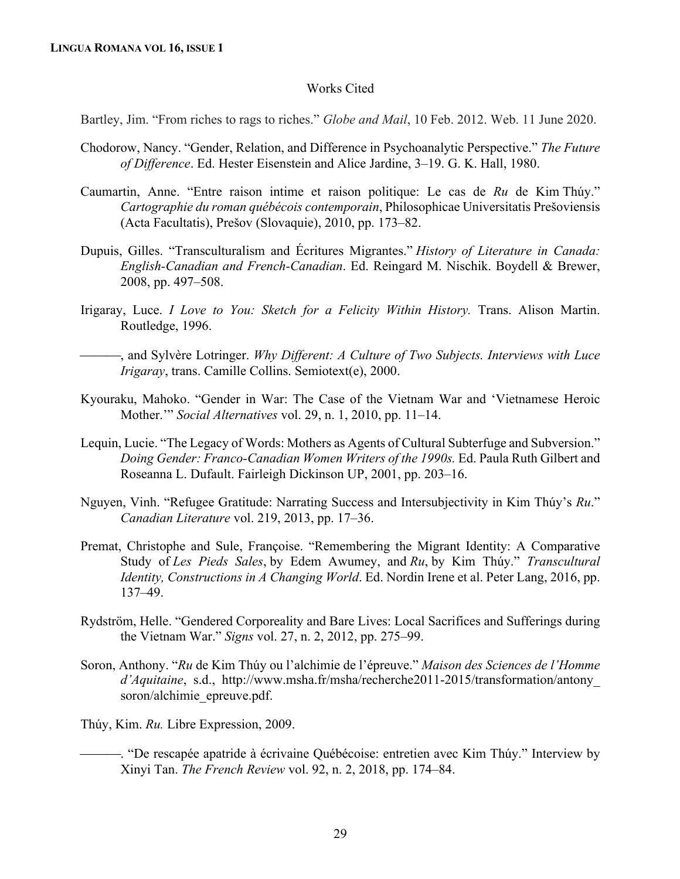## Works Cited

Bartley, Jim. "From riches to rags to riches." *Globe and Mail*, 10 Feb. 2012. Web. 11 June 2020.

Chodorow, Nancy. "Gender, Relation, and Difference in Psychoanalytic Perspective." *The Future of Difference*. Ed. Hester Eisenstein and Alice Jardine, 3–19. G. K. Hall, 1980.

Caumartin, Anne. "Entre raison intime et raison politique: Le cas de *Ru* de Kim Thúy." *Cartographie du roman québécois contemporain*, Philosophicae Universitatis Prešoviensis (Acta Facultatis), Prešov (Slovaquie), 2010, pp. 173–82.

Dupuis, Gilles. "Transculturalism and Écritures Migrantes." *History of Literature in Canada: English-Canadian and French-Canadian*. Ed. Reingard M. Nischik. Boydell & Brewer, 2008, pp. 497–508.

Irigaray, Luce. *I Love to You: Sketch for a Felicity Within History.* Trans. Alison Martin. Routledge, 1996.

———, and Sylvère Lotringer. *Why Different: A Culture of Two Subjects. Interviews with Luce Irigaray*, trans. Camille Collins. Semiotext(e), 2000.

Kyouraku, Mahoko. "Gender in War: The Case of the Vietnam War and 'Vietnamese Heroic Mother.'" *Social Alternatives* vol. 29, n. 1, 2010, pp. 11–14.

Lequin, Lucie. "The Legacy of Words: Mothers as Agents of Cultural Subterfuge and Subversion." *Doing Gender: Franco-Canadian Women Writers of the 1990s.* Ed. Paula Ruth Gilbert and Roseanna L. Dufault. Fairleigh Dickinson UP, 2001, pp. 203–16.

Nguyen, Vinh. "Refugee Gratitude: Narrating Success and Intersubjectivity in Kim Thúy's *Ru*." *Canadian Literature* vol. 219, 2013, pp. 17–36.

Premat, Christophe and Sule, Françoise. "Remembering the Migrant Identity: A Comparative Study of *Les Pieds Sales*, by Edem Awumey, and *Ru*, by Kim Thúy." *Transcultural Identity, Constructions in A Changing World*. Ed. Nordin Irene et al. Peter Lang, 2016, pp. 137–49.

Rydström, Helle. "Gendered Corporeality and Bare Lives: Local Sacrifices and Sufferings during the Vietnam War." *Signs* vol. 27, n. 2, 2012, pp. 275–99.

Soron, Anthony. "*Ru* de Kim Thúy ou l'alchimie de l'épreuve." *Maison des Sciences de l'Homme d'Aquitaine*, s.d., http://www.msha.fr/msha/recherche2011-2015/transformation/antony_soron/alchimie_epreuve.pdf.

Thúy, Kim. *Ru.* Libre Expression, 2009.

———. "De rescapée apatride à écrivaine Québécoise: entretien avec Kim Thúy." Interview by Xinyi Tan. *The French Review* vol. 92, n. 2, 2018, pp. 174–84.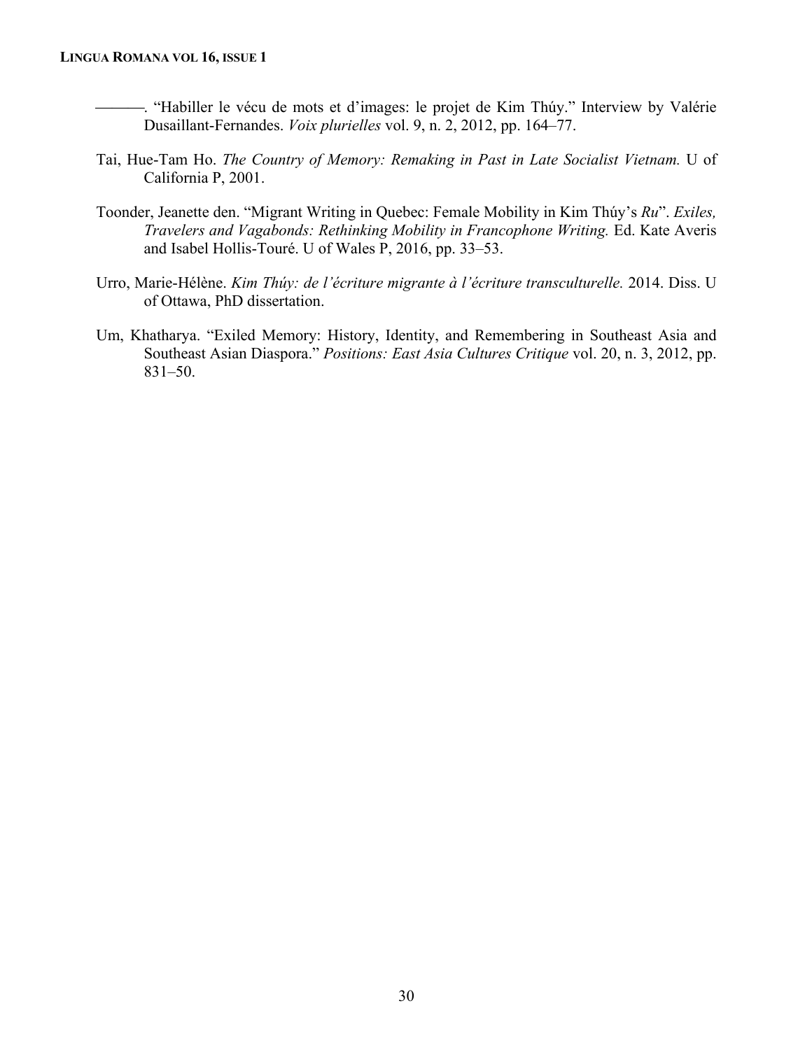———. “Habiller le vécu de mots et d’images: le projet de Kim Thúy.” Interview by Valérie Dusaillant-Fernandes. *Voix plurielles* vol. 9, n. 2, 2012, pp. 164–77.

Tai, Hue-Tam Ho. *The Country of Memory: Remaking in Past in Late Socialist Vietnam.* U of California P, 2001.

Toonder, Jeanette den. “Migrant Writing in Quebec: Female Mobility in Kim Thúy’s *Ru*”. *Exiles, Travelers and Vagabonds: Rethinking Mobility in Francophone Writing.* Ed. Kate Averis and Isabel Hollis-Touré. U of Wales P, 2016, pp. 33–53.

Urro, Marie-Hélène. *Kim Thúy: de l’écriture migrante à l’écriture transculturelle.* 2014. Diss. U of Ottawa, PhD dissertation.

Um, Khatharya. “Exiled Memory: History, Identity, and Remembering in Southeast Asia and Southeast Asian Diaspora.” *Positions: East Asia Cultures Critique* vol. 20, n. 3, 2012, pp. 831–50.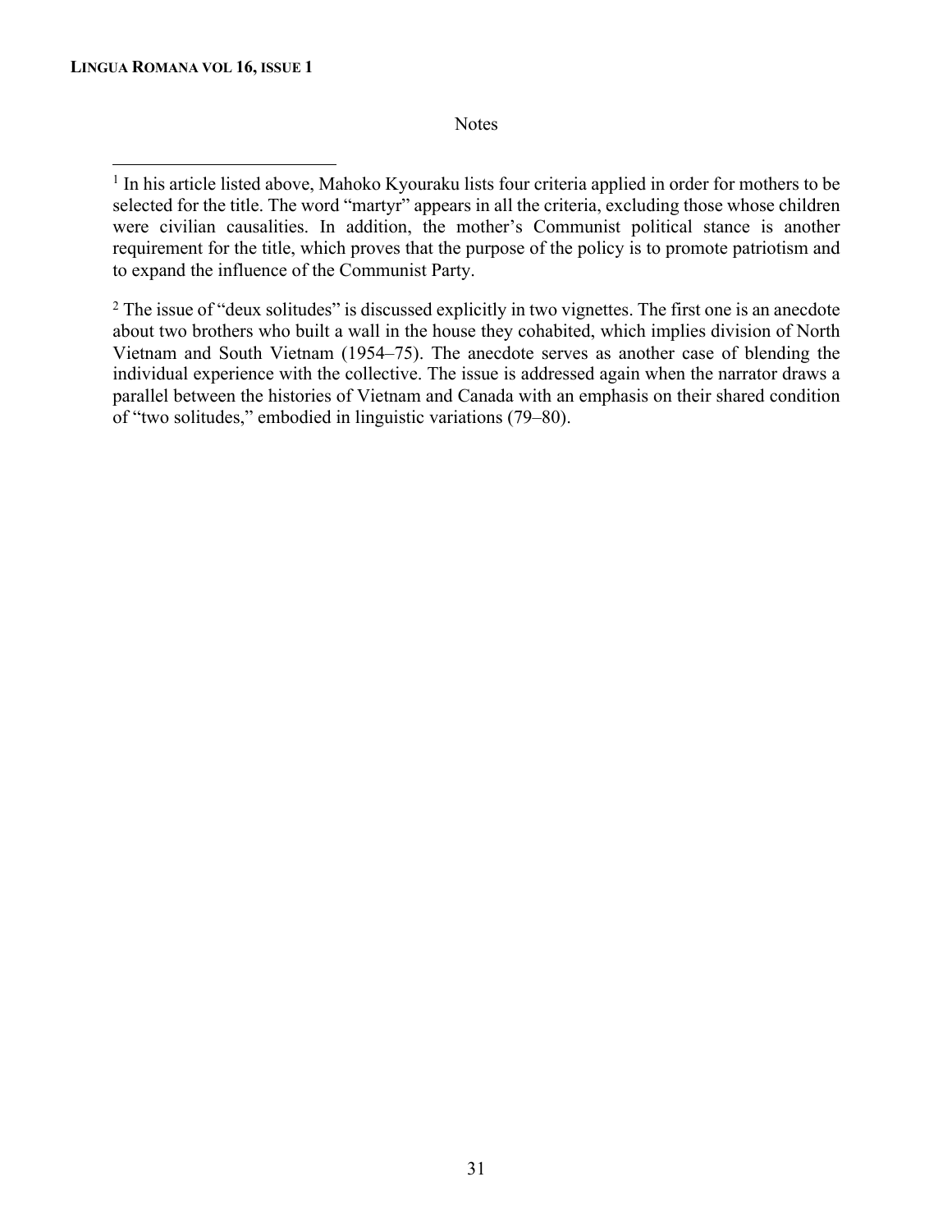Notes

[1] In his article listed above, Mahoko Kyouraku lists four criteria applied in order for mothers to be selected for the title. The word "martyr" appears in all the criteria, excluding those whose children were civilian causalities. In addition, the mother's Communist political stance is another requirement for the title, which proves that the purpose of the policy is to promote patriotism and to expand the influence of the Communist Party.

[2] The issue of "deux solitudes" is discussed explicitly in two vignettes. The first one is an anecdote about two brothers who built a wall in the house they cohabited, which implies division of North Vietnam and South Vietnam (1954–75). The anecdote serves as another case of blending the individual experience with the collective. The issue is addressed again when the narrator draws a parallel between the histories of Vietnam and Canada with an emphasis on their shared condition of "two solitudes," embodied in linguistic variations (79–80).